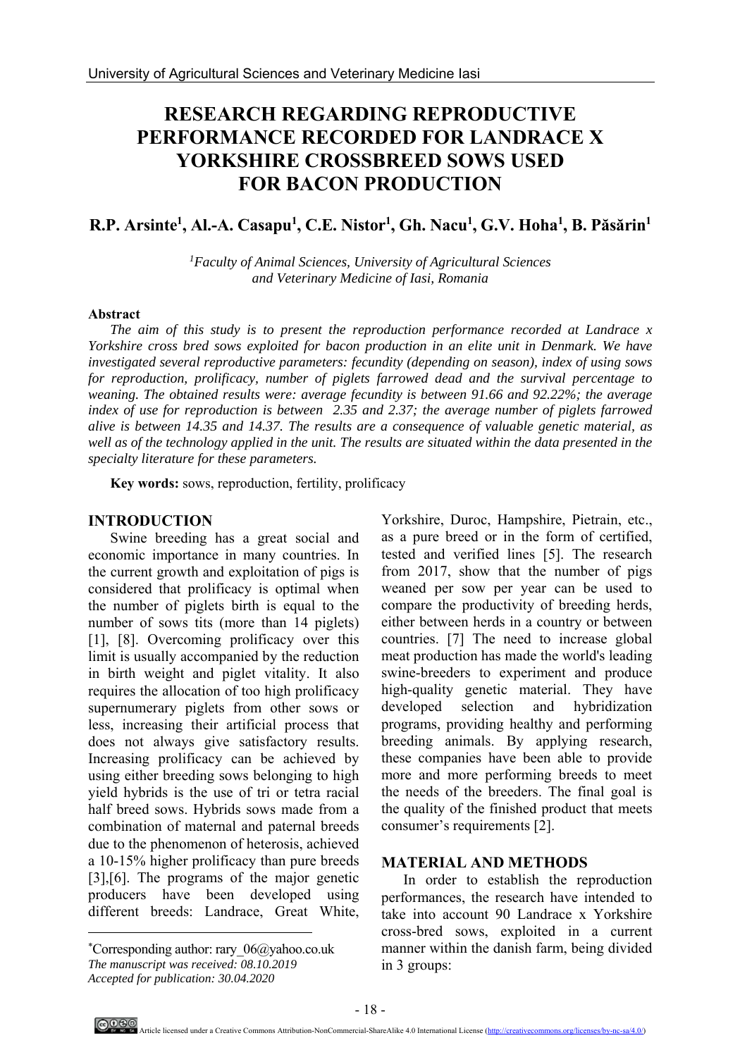# RESEARCH REGARDING REPRODUCTIVE PERFORMANCE RECORDED FOR LANDRACE X YORKSHIRE CROSSBREED SOWS USED FOR BACON PRODUCTION

**R.P. Arsinte[1], Al.-A. Casapu[1], C.E. Nistor[1], Gh. Nacu[1], G.V. Hoha[1], B. Păsărin[1]**

*[1]Faculty of Animal Sciences, University of Agricultural Sciences and Veterinary Medicine of Iasi, Romania*

**Abstract**

*The aim of this study is to present the reproduction performance recorded at Landrace x Yorkshire cross bred sows exploited for bacon production in an elite unit in Denmark. We have investigated several reproductive parameters: fecundity (depending on season), index of using sows for reproduction, prolificacy, number of piglets farrowed dead and the survival percentage to weaning. The obtained results were: average fecundity is between 91.66 and 92.22%; the average index of use for reproduction is between 2.35 and 2.37; the average number of piglets farrowed alive is between 14.35 and 14.37. The results are a consequence of valuable genetic material, as well as of the technology applied in the unit. The results are situated within the data presented in the specialty literature for these parameters.*

**Key words:** sows, reproduction, fertility, prolificacy

## INTRODUCTION

Swine breeding has a great social and economic importance in many countries. In the current growth and exploitation of pigs is considered that prolificacy is optimal when the number of piglets birth is equal to the number of sows tits (more than 14 piglets) [1], [8]. Overcoming prolificacy over this limit is usually accompanied by the reduction in birth weight and piglet vitality. It also requires the allocation of too high prolificacy supernumerary piglets from other sows or less, increasing their artificial process that does not always give satisfactory results. Increasing prolificacy can be achieved by using either breeding sows belonging to high yield hybrids is the use of tri or tetra racial half breed sows. Hybrids sows made from a combination of maternal and paternal breeds due to the phenomenon of heterosis, achieved a 10-15% higher prolificacy than pure breeds [3],[6]. The programs of the major genetic producers have been developed using different breeds: Landrace, Great White, Yorkshire, Duroc, Hampshire, Pietrain, etc., as a pure breed or in the form of certified, tested and verified lines [5]. The research from 2017, show that the number of pigs weaned per sow per year can be used to compare the productivity of breeding herds, either between herds in a country or between countries. [7] The need to increase global meat production has made the world's leading swine-breeders to experiment and produce high-quality genetic material. They have developed selection and hybridization programs, providing healthy and performing breeding animals. By applying research, these companies have been able to provide more and more performing breeds to meet the needs of the breeders. The final goal is the quality of the finished product that meets consumer's requirements [2].

## MATERIAL AND METHODS

In order to establish the reproduction performances, the research have intended to take into account 90 Landrace x Yorkshire cross-bred sows, exploited in a current manner within the danish farm, being divided in 3 groups:

*Corresponding author: rary_06@yahoo.co.uk
*The manuscript was received: 08.10.2019*
*Accepted for publication: 30.04.2020*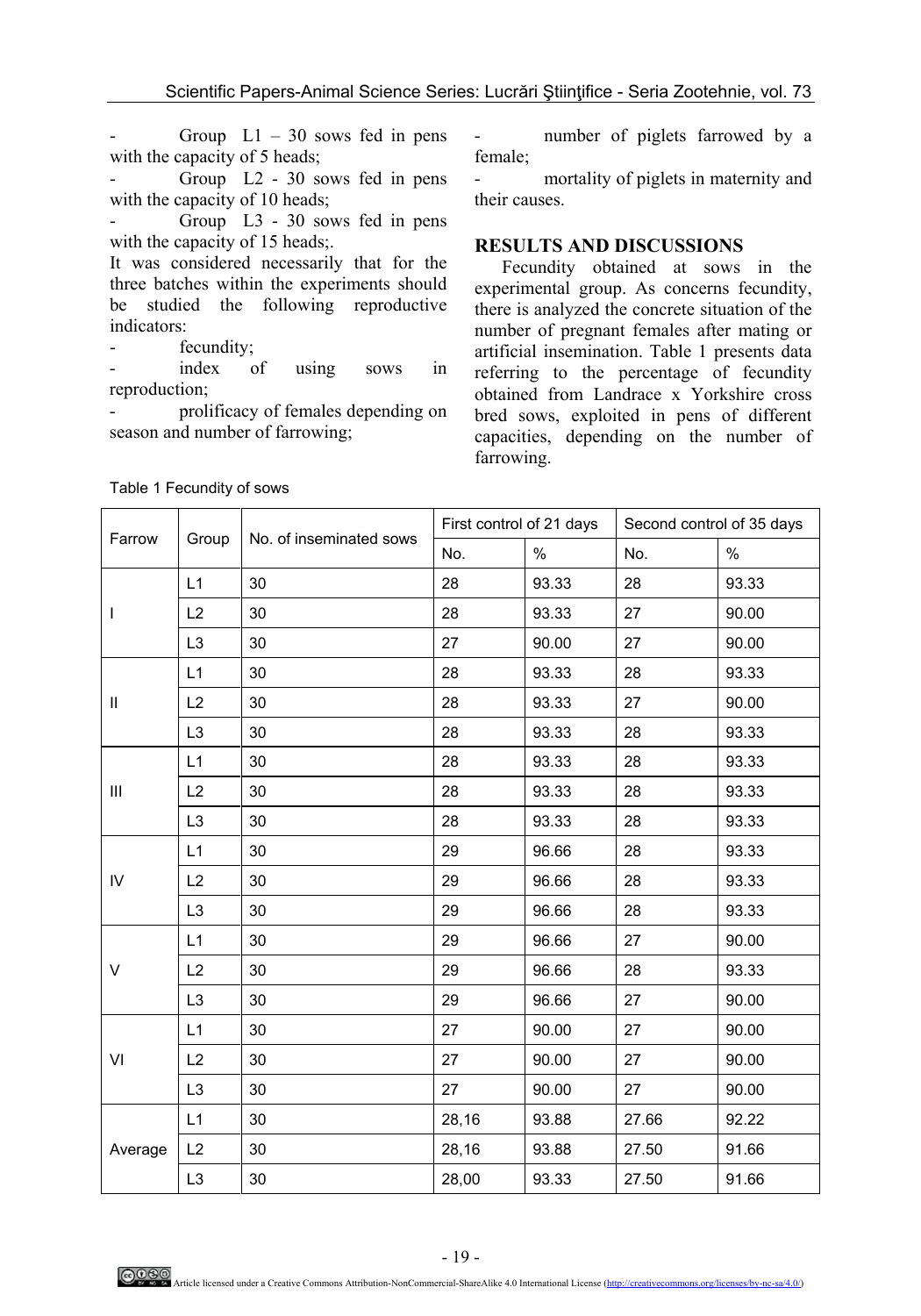- Group L1 – 30 sows fed in pens with the capacity of 5 heads;
- Group L2 - 30 sows fed in pens with the capacity of 10 heads;
- Group L3 - 30 sows fed in pens with the capacity of 15 heads;.

It was considered necessarily that for the three batches within the experiments should be studied the following reproductive indicators:

- fecundity;
- index of using sows in reproduction;
- prolificacy of females depending on season and number of farrowing;
- number of piglets farrowed by a female;
- mortality of piglets in maternity and their causes.

## RESULTS AND DISCUSSIONS

Fecundity obtained at sows in the experimental group. As concerns fecundity, there is analyzed the concrete situation of the number of pregnant females after mating or artificial insemination. Table 1 presents data referring to the percentage of fecundity obtained from Landrace x Yorkshire cross bred sows, exploited in pens of different capacities, depending on the number of farrowing.

Table 1 Fecundity of sows

| Farrow | Group | No. of inseminated sows | First control of 21 days | | Second control of 35 days | |
|---|---|---|---|---|---|---|
| | | | No. | % | No. | % |
| I | L1 | 30 | 28 | 93.33 | 28 | 93.33 |
| | L2 | 30 | 28 | 93.33 | 27 | 90.00 |
| | L3 | 30 | 27 | 90.00 | 27 | 90.00 |
| II | L1 | 30 | 28 | 93.33 | 28 | 93.33 |
| | L2 | 30 | 28 | 93.33 | 27 | 90.00 |
| | L3 | 30 | 28 | 93.33 | 28 | 93.33 |
| III | L1 | 30 | 28 | 93.33 | 28 | 93.33 |
| | L2 | 30 | 28 | 93.33 | 28 | 93.33 |
| | L3 | 30 | 28 | 93.33 | 28 | 93.33 |
| IV | L1 | 30 | 29 | 96.66 | 28 | 93.33 |
| | L2 | 30 | 29 | 96.66 | 28 | 93.33 |
| | L3 | 30 | 29 | 96.66 | 28 | 93.33 |
| V | L1 | 30 | 29 | 96.66 | 27 | 90.00 |
| | L2 | 30 | 29 | 96.66 | 28 | 93.33 |
| | L3 | 30 | 29 | 96.66 | 27 | 90.00 |
| VI | L1 | 30 | 27 | 90.00 | 27 | 90.00 |
| | L2 | 30 | 27 | 90.00 | 27 | 90.00 |
| | L3 | 30 | 27 | 90.00 | 27 | 90.00 |
| Average | L1 | 30 | 28,16 | 93.88 | 27.66 | 92.22 |
| | L2 | 30 | 28,16 | 93.88 | 27.50 | 91.66 |
| | L3 | 30 | 28,00 | 93.33 | 27.50 | 91.66 |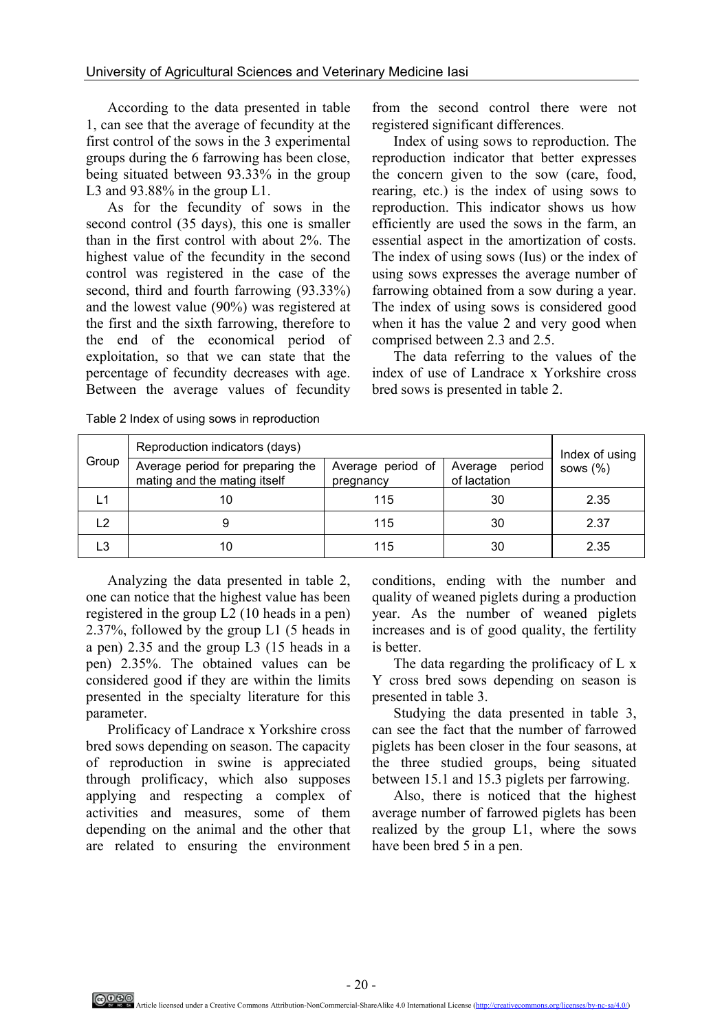According to the data presented in table 1, can see that the average of fecundity at the first control of the sows in the 3 experimental groups during the 6 farrowing has been close, being situated between 93.33% in the group L3 and 93.88% in the group L1.

As for the fecundity of sows in the second control (35 days), this one is smaller than in the first control with about 2%. The highest value of the fecundity in the second control was registered in the case of the second, third and fourth farrowing (93.33%) and the lowest value (90%) was registered at the first and the sixth farrowing, therefore to the end of the economical period of exploitation, so that we can state that the percentage of fecundity decreases with age. Between the average values of fecundity from the second control there were not registered significant differences.

Index of using sows to reproduction. The reproduction indicator that better expresses the concern given to the sow (care, food, rearing, etc.) is the index of using sows to reproduction. This indicator shows us how efficiently are used the sows in the farm, an essential aspect in the amortization of costs. The index of using sows (Ius) or the index of using sows expresses the average number of farrowing obtained from a sow during a year. The index of using sows is considered good when it has the value 2 and very good when comprised between 2.3 and 2.5.

The data referring to the values of the index of use of Landrace x Yorkshire cross bred sows is presented in table 2.

Table 2 Index of using sows in reproduction

| Group | Reproduction indicators (days) | | | Index of using sows (%) |
|---|---|---|---|---|
| | Average period for preparing the mating and the mating itself | Average period of pregnancy | Average period of lactation | |
| L1 | 10 | 115 | 30 | 2.35 |
| L2 | 9 | 115 | 30 | 2.37 |
| L3 | 10 | 115 | 30 | 2.35 |

Analyzing the data presented in table 2, one can notice that the highest value has been registered in the group L2 (10 heads in a pen) 2.37%, followed by the group L1 (5 heads in a pen) 2.35 and the group L3 (15 heads in a pen) 2.35%. The obtained values can be considered good if they are within the limits presented in the specialty literature for this parameter.

Prolificacy of Landrace x Yorkshire cross bred sows depending on season. The capacity of reproduction in swine is appreciated through prolificacy, which also supposes applying and respecting a complex of activities and measures, some of them depending on the animal and the other that are related to ensuring the environment conditions, ending with the number and quality of weaned piglets during a production year. As the number of weaned piglets increases and is of good quality, the fertility is better.

The data regarding the prolificacy of L x Y cross bred sows depending on season is presented in table 3.

Studying the data presented in table 3, can see the fact that the number of farrowed piglets has been closer in the four seasons, at the three studied groups, being situated between 15.1 and 15.3 piglets per farrowing.

Also, there is noticed that the highest average number of farrowed piglets has been realized by the group L1, where the sows have been bred 5 in a pen.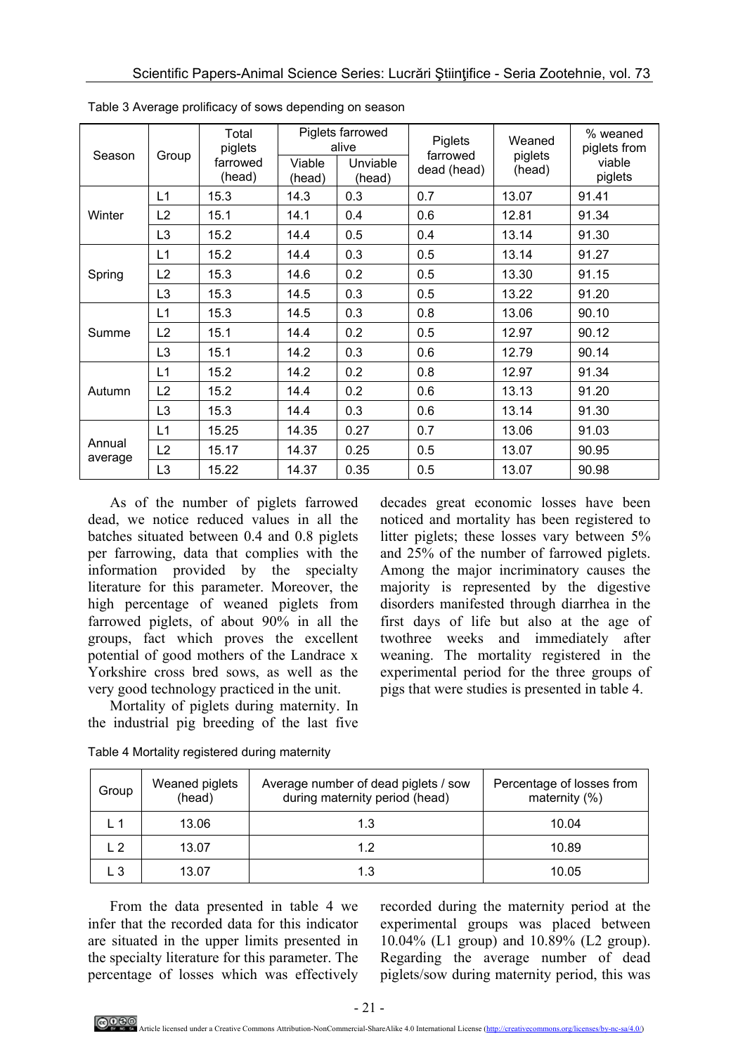Table 3 Average prolificacy of sows depending on season

| Season | Group | Total piglets farrowed (head) | Piglets farrowed alive | | Piglets farrowed dead (head) | Weaned piglets (head) | % weaned piglets from viable piglets |
|---|---|---|---|---|---|---|---|
| | | | Viable (head) | Unviable (head) | | | |
| Winter | L1 | 15.3 | 14.3 | 0.3 | 0.7 | 13.07 | 91.41 |
| | L2 | 15.1 | 14.1 | 0.4 | 0.6 | 12.81 | 91.34 |
| | L3 | 15.2 | 14.4 | 0.5 | 0.4 | 13.14 | 91.30 |
| Spring | L1 | 15.2 | 14.4 | 0.3 | 0.5 | 13.14 | 91.27 |
| | L2 | 15.3 | 14.6 | 0.2 | 0.5 | 13.30 | 91.15 |
| | L3 | 15.3 | 14.5 | 0.3 | 0.5 | 13.22 | 91.20 |
| Summe | L1 | 15.3 | 14.5 | 0.3 | 0.8 | 13.06 | 90.10 |
| | L2 | 15.1 | 14.4 | 0.2 | 0.5 | 12.97 | 90.12 |
| | L3 | 15.1 | 14.2 | 0.3 | 0.6 | 12.79 | 90.14 |
| Autumn | L1 | 15.2 | 14.2 | 0.2 | 0.8 | 12.97 | 91.34 |
| | L2 | 15.2 | 14.4 | 0.2 | 0.6 | 13.13 | 91.20 |
| | L3 | 15.3 | 14.4 | 0.3 | 0.6 | 13.14 | 91.30 |
| Annual average | L1 | 15.25 | 14.35 | 0.27 | 0.7 | 13.06 | 91.03 |
| | L2 | 15.17 | 14.37 | 0.25 | 0.5 | 13.07 | 90.95 |
| | L3 | 15.22 | 14.37 | 0.35 | 0.5 | 13.07 | 90.98 |

As of the number of piglets farrowed dead, we notice reduced values in all the batches situated between 0.4 and 0.8 piglets per farrowing, data that complies with the information provided by the specialty literature for this parameter. Moreover, the high percentage of weaned piglets from farrowed piglets, of about 90% in all the groups, fact which proves the excellent potential of good mothers of the Landrace x Yorkshire cross bred sows, as well as the very good technology practiced in the unit.

Mortality of piglets during maternity. In the industrial pig breeding of the last five decades great economic losses have been noticed and mortality has been registered to litter piglets; these losses vary between 5% and 25% of the number of farrowed piglets. Among the major incriminatory causes the majority is represented by the digestive disorders manifested through diarrhea in the first days of life but also at the age of twothree weeks and immediately after weaning. The mortality registered in the experimental period for the three groups of pigs that were studies is presented in table 4.

Table 4 Mortality registered during maternity

| Group | Weaned piglets (head) | Average number of dead piglets / sow during maternity period (head) | Percentage of losses from maternity (%) |
|---|---|---|---|
| L 1 | 13.06 | 1.3 | 10.04 |
| L 2 | 13.07 | 1.2 | 10.89 |
| L 3 | 13.07 | 1.3 | 10.05 |

From the data presented in table 4 we infer that the recorded data for this indicator are situated in the upper limits presented in the specialty literature for this parameter. The percentage of losses which was effectively recorded during the maternity period at the experimental groups was placed between 10.04% (L1 group) and 10.89% (L2 group). Regarding the average number of dead piglets/sow during maternity period, this was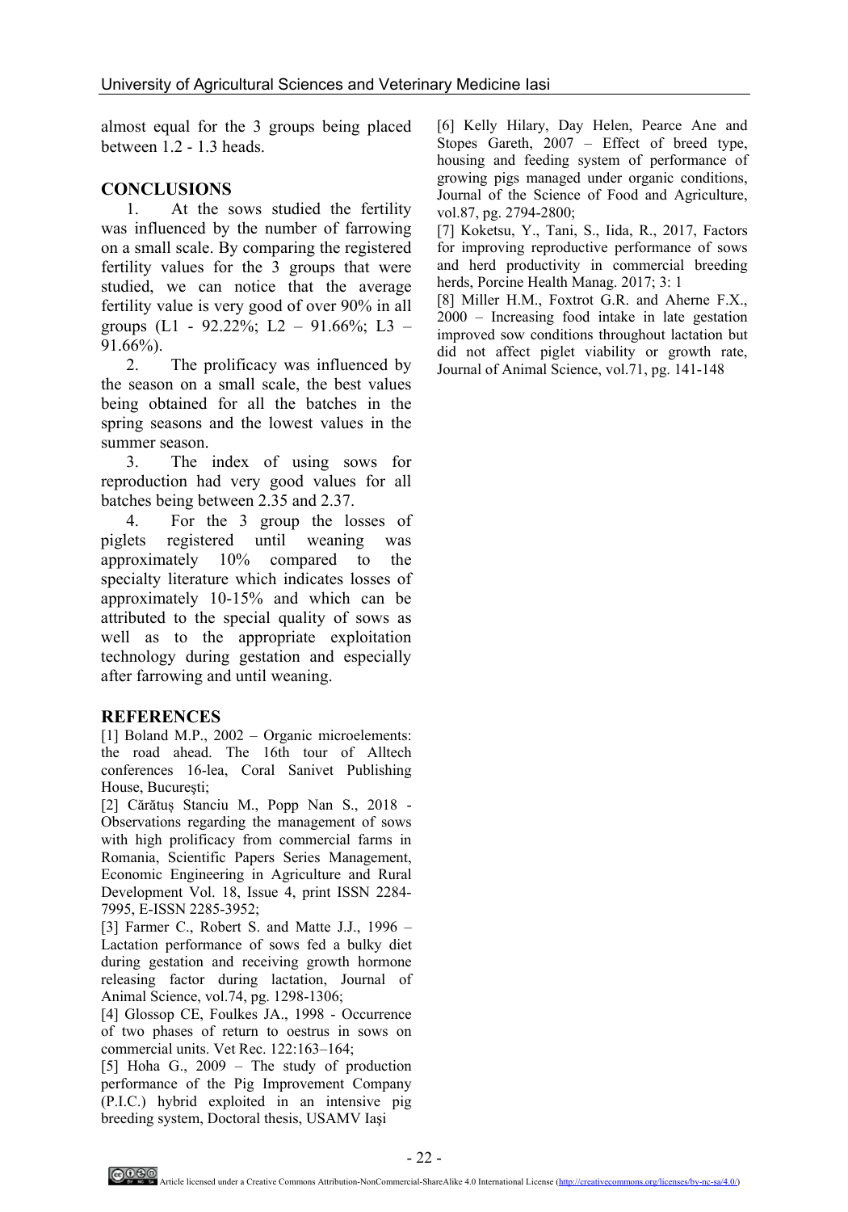almost equal for the 3 groups being placed between 1.2 - 1.3 heads.

## CONCLUSIONS

1. At the sows studied the fertility was influenced by the number of farrowing on a small scale. By comparing the registered fertility values for the 3 groups that were studied, we can notice that the average fertility value is very good of over 90% in all groups (L1 - 92.22%; L2 – 91.66%; L3 – 91.66%).

2. The prolificacy was influenced by the season on a small scale, the best values being obtained for all the batches in the spring seasons and the lowest values in the summer season.

3. The index of using sows for reproduction had very good values for all batches being between 2.35 and 2.37.

4. For the 3 group the losses of piglets registered until weaning was approximately 10% compared to the specialty literature which indicates losses of approximately 10-15% and which can be attributed to the special quality of sows as well as to the appropriate exploitation technology during gestation and especially after farrowing and until weaning.

## REFERENCES

[1] Boland M.P., 2002 – Organic microelements: the road ahead. The 16th tour of Alltech conferences 16-lea, Coral Sanivet Publishing House, Bucureşti;

[2] Cărătuş Stanciu M., Popp Nan S., 2018 - Observations regarding the management of sows with high prolificacy from commercial farms in Romania, Scientific Papers Series Management, Economic Engineering in Agriculture and Rural Development Vol. 18, Issue 4, print ISSN 2284-7995, E-ISSN 2285-3952;

[3] Farmer C., Robert S. and Matte J.J., 1996 – Lactation performance of sows fed a bulky diet during gestation and receiving growth hormone releasing factor during lactation, Journal of Animal Science, vol.74, pg. 1298-1306;

[4] Glossop CE, Foulkes JA., 1998 - Occurrence of two phases of return to oestrus in sows on commercial units. Vet Rec. 122:163–164;

[5] Hoha G., 2009 – The study of production performance of the Pig Improvement Company (P.I.C.) hybrid exploited in an intensive pig breeding system, Doctoral thesis, USAMV Iaşi

[6] Kelly Hilary, Day Helen, Pearce Ane and Stopes Gareth, 2007 – Effect of breed type, housing and feeding system of performance of growing pigs managed under organic conditions, Journal of the Science of Food and Agriculture, vol.87, pg. 2794-2800;

[7] Koketsu, Y., Tani, S., Iida, R., 2017, Factors for improving reproductive performance of sows and herd productivity in commercial breeding herds, Porcine Health Manag. 2017; 3: 1

[8] Miller H.M., Foxtrot G.R. and Aherne F.X., 2000 – Increasing food intake in late gestation improved sow conditions throughout lactation but did not affect piglet viability or growth rate, Journal of Animal Science, vol.71, pg. 141-148

Article licensed under a Creative Commons Attribution-NonCommercial-ShareAlike 4.0 International License (http://creativecommons.org/licenses/by-nc-sa/4.0/)